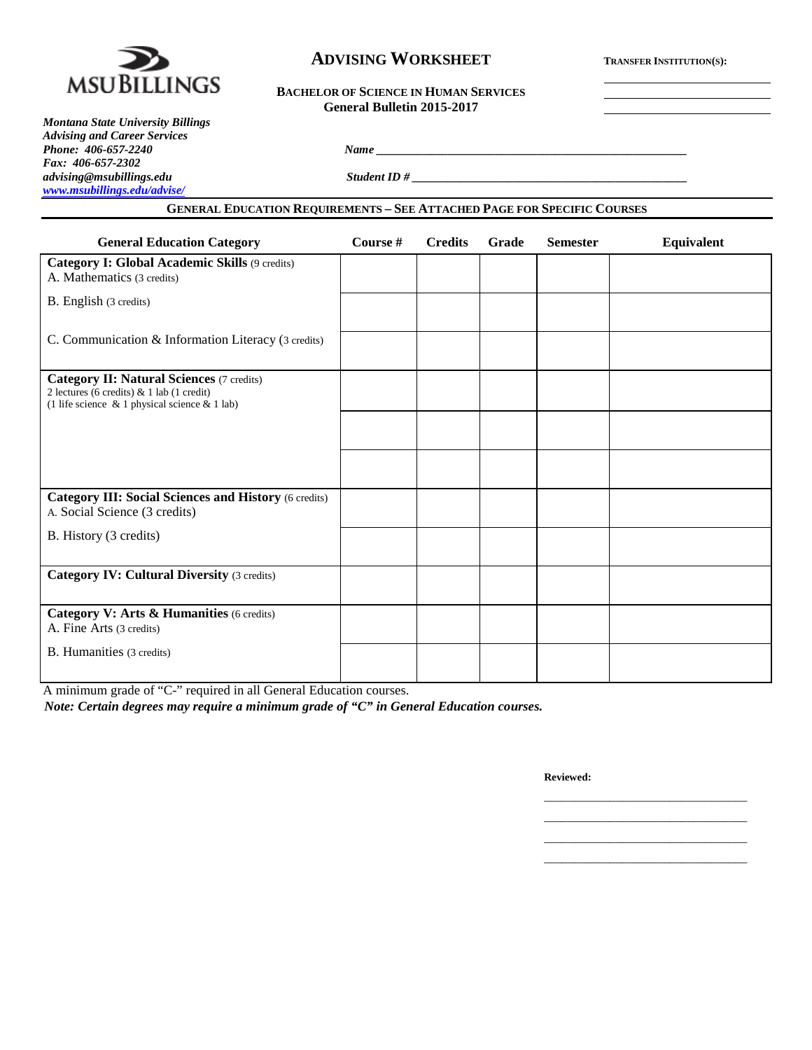MSU BILLINGS

# ADVISING WORKSHEET

**BACHELOR OF SCIENCE IN HUMAN SERVICES**
**General Bulletin 2015-2017**

**TRANSFER INSTITUTION(S):**

\_\_\_\_\_\_\_\_\_\_\_\_\_\_\_\_\_\_\_\_\_\_\_\_
\_\_\_\_\_\_\_\_\_\_\_\_\_\_\_\_\_\_\_\_\_\_\_\_
\_\_\_\_\_\_\_\_\_\_\_\_\_\_\_\_\_\_\_\_\_\_\_\_

***Montana State University Billings***
***Advising and Career Services***
***Phone: 406-657-2240***
***Fax: 406-657-2302***
***advising@msubillings.edu***
***www.msubillings.edu/advise/***

***Name*** \_\_\_\_\_\_\_\_\_\_\_\_\_\_\_\_\_\_\_\_\_\_\_\_\_\_\_\_\_\_\_\_\_\_\_\_\_\_\_\_\_\_\_\_\_\_\_\_

***Student ID #*** \_\_\_\_\_\_\_\_\_\_\_\_\_\_\_\_\_\_\_\_\_\_\_\_\_\_\_\_\_\_\_\_\_\_\_\_\_\_\_\_\_\_

## GENERAL EDUCATION REQUIREMENTS – SEE ATTACHED PAGE FOR SPECIFIC COURSES

| General Education Category | Course # | Credits | Grade | Semester | Equivalent |
|---|---|---|---|---|---|
| **Category I: Global Academic Skills** (9 credits)<br>A. Mathematics (3 credits) | | | | | |
| B. English (3 credits) | | | | | |
| C. Communication & Information Literacy (3 credits) | | | | | |
| **Category II: Natural Sciences** (7 credits)<br>2 lectures (6 credits) & 1 lab (1 credit)<br>(1 life science & 1 physical science & 1 lab) | | | | | |
| | | | | | |
| | | | | | |
| **Category III: Social Sciences and History** (6 credits)<br>A. Social Science (3 credits) | | | | | |
| B. History (3 credits) | | | | | |
| **Category IV: Cultural Diversity** (3 credits) | | | | | |
| **Category V: Arts & Humanities** (6 credits)<br>A. Fine Arts (3 credits) | | | | | |
| B. Humanities (3 credits) | | | | | |

A minimum grade of "C-" required in all General Education courses.

***Note: Certain degrees may require a minimum grade of "C" in General Education courses.***

**Reviewed:**

\_\_\_\_\_\_\_\_\_\_\_\_\_\_\_\_\_\_\_\_\_\_\_\_\_\_\_\_\_\_\_\_
\_\_\_\_\_\_\_\_\_\_\_\_\_\_\_\_\_\_\_\_\_\_\_\_\_\_\_\_\_\_\_\_
\_\_\_\_\_\_\_\_\_\_\_\_\_\_\_\_\_\_\_\_\_\_\_\_\_\_\_\_\_\_\_\_
\_\_\_\_\_\_\_\_\_\_\_\_\_\_\_\_\_\_\_\_\_\_\_\_\_\_\_\_\_\_\_\_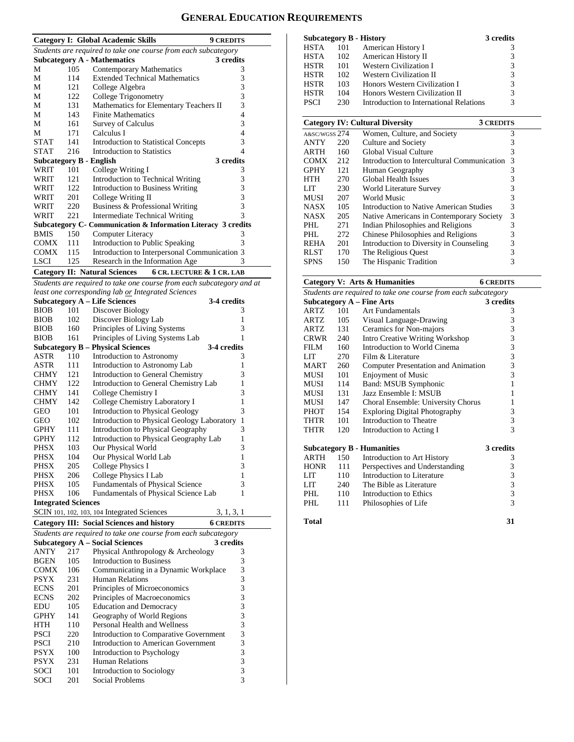# General Education Requirements

## Category I: Global Academic Skills — 9 CREDITS

*Students are required to take one course from each subcategory*

### Subcategory A - Mathematics — 3 credits

| | | | |
|---|---|---|---|
| M | 105 | Contemporary Mathematics | 3 |
| M | 114 | Extended Technical Mathematics | 3 |
| M | 121 | College Algebra | 3 |
| M | 122 | College Trigonometry | 3 |
| M | 131 | Mathematics for Elementary Teachers II | 3 |
| M | 143 | Finite Mathematics | 4 |
| M | 161 | Survey of Calculus | 3 |
| M | 171 | Calculus I | 4 |
| STAT | 141 | Introduction to Statistical Concepts | 3 |
| STAT | 216 | Introduction to Statistics | 4 |

### Subcategory B - English — 3 credits

| | | | |
|---|---|---|---|
| WRIT | 101 | College Writing I | 3 |
| WRIT | 121 | Introduction to Technical Writing | 3 |
| WRIT | 122 | Introduction to Business Writing | 3 |
| WRIT | 201 | College Writing II | 3 |
| WRIT | 220 | Business & Professional Writing | 3 |
| WRIT | 221 | Intermediate Technical Writing | 3 |

### Subcategory C- Communication & Information Literacy — 3 credits

| | | | |
|---|---|---|---|
| BMIS | 150 | Computer Literacy | 3 |
| COMX | 111 | Introduction to Public Speaking | 3 |
| COMX | 115 | Introduction to Interpersonal Communication | 3 |
| LSCI | 125 | Research in the Information Age | 3 |

## Category II: Natural Sciences — 6 CR. LECTURE & 1 CR. LAB

*Students are required to take one course from each subcategory and at least one corresponding lab or Integrated Sciences*

### Subcategory A – Life Sciences — 3-4 credits

| | | | |
|---|---|---|---|
| BIOB | 101 | Discover Biology | 3 |
| BIOB | 102 | Discover Biology Lab | 1 |
| BIOB | 160 | Principles of Living Systems | 3 |
| BIOB | 161 | Principles of Living Systems Lab | 1 |

### Subcategory B – Physical Sciences — 3-4 credits

| | | | |
|---|---|---|---|
| ASTR | 110 | Introduction to Astronomy | 3 |
| ASTR | 111 | Introduction to Astronomy Lab | 1 |
| CHMY | 121 | Introduction to General Chemistry | 3 |
| CHMY | 122 | Introduction to General Chemistry Lab | 1 |
| CHMY | 141 | College Chemistry I | 3 |
| CHMY | 142 | College Chemistry Laboratory I | 1 |
| GEO | 101 | Introduction to Physical Geology | 3 |
| GEO | 102 | Introduction to Physical Geology Laboratory | 1 |
| GPHY | 111 | Introduction to Physical Geography | 3 |
| GPHY | 112 | Introduction to Physical Geography Lab | 1 |
| PHSX | 103 | Our Physical World | 3 |
| PHSX | 104 | Our Physical World Lab | 1 |
| PHSX | 205 | College Physics I | 3 |
| PHSX | 206 | College Physics I Lab | 1 |
| PHSX | 105 | Fundamentals of Physical Science | 3 |
| PHSX | 106 | Fundamentals of Physical Science Lab | 1 |

### Integrated Sciences

| | | | |
|---|---|---|---|
| SCIN | 101, 102, 103, 104 | Integrated Sciences | 3, 1, 3, 1 |

## Category III: Social Sciences and history — 6 CREDITS

*Students are required to take one course from each subcategory*

### Subcategory A – Social Sciences — 3 credits

| | | | |
|---|---|---|---|
| ANTY | 217 | Physical Anthropology & Archeology | 3 |
| BGEN | 105 | Introduction to Business | 3 |
| COMX | 106 | Communicating in a Dynamic Workplace | 3 |
| PSYX | 231 | Human Relations | 3 |
| ECNS | 201 | Principles of Microeconomics | 3 |
| ECNS | 202 | Principles of Macroeconomics | 3 |
| EDU | 105 | Education and Democracy | 3 |
| GPHY | 141 | Geography of World Regions | 3 |
| HTH | 110 | Personal Health and Wellness | 3 |
| PSCI | 220 | Introduction to Comparative Government | 3 |
| PSCI | 210 | Introduction to American Government | 3 |
| PSYX | 100 | Introduction to Psychology | 3 |
| PSYX | 231 | Human Relations | 3 |
| SOCI | 101 | Introduction to Sociology | 3 |
| SOCI | 201 | Social Problems | 3 |

### Subcategory B - History — 3 credits

| | | | |
|---|---|---|---|
| HSTA | 101 | American History I | 3 |
| HSTA | 102 | American History II | 3 |
| HSTR | 101 | Western Civilization I | 3 |
| HSTR | 102 | Western Civilization II | 3 |
| HSTR | 103 | Honors Western Civilization I | 3 |
| HSTR | 104 | Honors Western Civilization II | 3 |
| PSCI | 230 | Introduction to International Relations | 3 |

## Category IV: Cultural Diversity — 3 CREDITS

| | | | |
|---|---|---|---|
| A&SC/WGSS | 274 | Women, Culture, and Society | 3 |
| ANTY | 220 | Culture and Society | 3 |
| ARTH | 160 | Global Visual Culture | 3 |
| COMX | 212 | Introduction to Intercultural Communication | 3 |
| GPHY | 121 | Human Geography | 3 |
| HTH | 270 | Global Health Issues | 3 |
| LIT | 230 | World Literature Survey | 3 |
| MUSI | 207 | World Music | 3 |
| NASX | 105 | Introduction to Native American Studies | 3 |
| NASX | 205 | Native Americans in Contemporary Society | 3 |
| PHL | 271 | Indian Philosophies and Religions | 3 |
| PHL | 272 | Chinese Philosophies and Religions | 3 |
| REHA | 201 | Introduction to Diversity in Counseling | 3 |
| RLST | 170 | The Religious Quest | 3 |
| SPNS | 150 | The Hispanic Tradition | 3 |

## Category V: Arts & Humanities — 6 CREDITS

*Students are required to take one course from each subcategory*

### Subcategory A – Fine Arts — 3 credits

| | | | |
|---|---|---|---|
| ARTZ | 101 | Art Fundamentals | 3 |
| ARTZ | 105 | Visual Language-Drawing | 3 |
| ARTZ | 131 | Ceramics for Non-majors | 3 |
| CRWR | 240 | Intro Creative Writing Workshop | 3 |
| FILM | 160 | Introduction to World Cinema | 3 |
| LIT | 270 | Film & Literature | 3 |
| MART | 260 | Computer Presentation and Animation | 3 |
| MUSI | 101 | Enjoyment of Music | 3 |
| MUSI | 114 | Band: MSUB Symphonic | 1 |
| MUSI | 131 | Jazz Ensemble I: MSUB | 1 |
| MUSI | 147 | Choral Ensemble: University Chorus | 1 |
| PHOT | 154 | Exploring Digital Photography | 3 |
| THTR | 101 | Introduction to Theatre | 3 |
| THTR | 120 | Introduction to Acting I | 3 |

### Subcategory B - Humanities — 3 credits

| | | | |
|---|---|---|---|
| ARTH | 150 | Introduction to Art History | 3 |
| HONR | 111 | Perspectives and Understanding | 3 |
| LIT | 110 | Introduction to Literature | 3 |
| LIT | 240 | The Bible as Literature | 3 |
| PHL | 110 | Introduction to Ethics | 3 |
| PHL | 111 | Philosophies of Life | 3 |

**Total** — **31**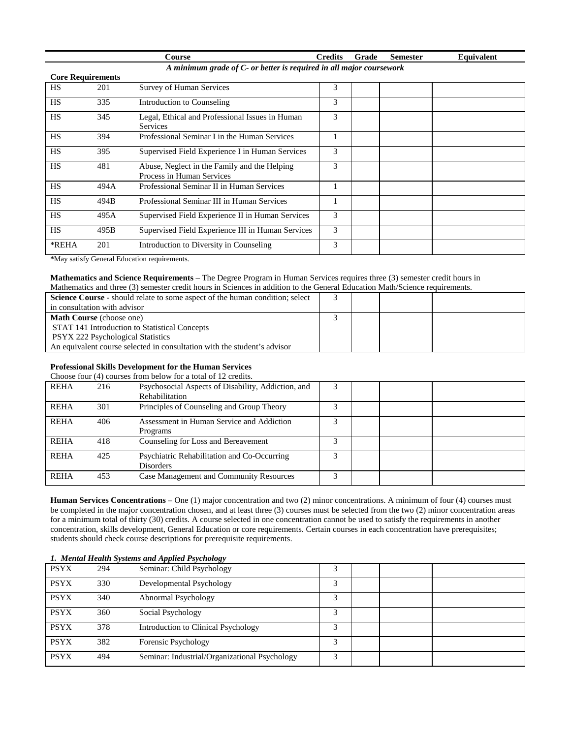| | | Course | Credits | Grade | Semester | Equivalent |
|---|---|---|---|---|---|---|
| | | *A minimum grade of C- or better is required in all major coursework* | | | | |

**Core Requirements**

| | | Course | Credits | Grade | Semester | Equivalent |
|---|---|---|---|---|---|---|
| HS | 201 | Survey of Human Services | 3 | | | |
| HS | 335 | Introduction to Counseling | 3 | | | |
| HS | 345 | Legal, Ethical and Professional Issues in Human Services | 3 | | | |
| HS | 394 | Professional Seminar I in the Human Services | 1 | | | |
| HS | 395 | Supervised Field Experience I in Human Services | 3 | | | |
| HS | 481 | Abuse, Neglect in the Family and the Helping Process in Human Services | 3 | | | |
| HS | 494A | Professional Seminar II in Human Services | 1 | | | |
| HS | 494B | Professional Seminar III in Human Services | 1 | | | |
| HS | 495A | Supervised Field Experience II in Human Services | 3 | | | |
| HS | 495B | Supervised Field Experience III in Human Services | 3 | | | |
| *REHA | 201 | Introduction to Diversity in Counseling | 3 | | | |

**\***May satisfy General Education requirements.

**Mathematics and Science Requirements** – The Degree Program in Human Services requires three (3) semester credit hours in Mathematics and three (3) semester credit hours in Sciences in addition to the General Education Math/Science requirements.

| Course | Credits | Grade | Semester | Equivalent |
|---|---|---|---|---|
| **Science Course** - should relate to some aspect of the human condition; select in consultation with advisor | 3 | | | |
| **Math Course** (choose one)<br>STAT 141 Introduction to Statistical Concepts<br>PSYX 222 Psychological Statistics<br>An equivalent course selected in consultation with the student's advisor | 3 | | | |

**Professional Skills Development for the Human Services**

Choose four (4) courses from below for a total of 12 credits.

| | | Course | Credits | Grade | Semester | Equivalent |
|---|---|---|---|---|---|---|
| REHA | 216 | Psychosocial Aspects of Disability, Addiction, and Rehabilitation | 3 | | | |
| REHA | 301 | Principles of Counseling and Group Theory | 3 | | | |
| REHA | 406 | Assessment in Human Service and Addiction Programs | 3 | | | |
| REHA | 418 | Counseling for Loss and Bereavement | 3 | | | |
| REHA | 425 | Psychiatric Rehabilitation and Co-Occurring Disorders | 3 | | | |
| REHA | 453 | Case Management and Community Resources | 3 | | | |

**Human Services Concentrations** – One (1) major concentration and two (2) minor concentrations. A minimum of four (4) courses must be completed in the major concentration chosen, and at least three (3) courses must be selected from the two (2) minor concentration areas for a minimum total of thirty (30) credits. A course selected in one concentration cannot be used to satisfy the requirements in another concentration, skills development, General Education or core requirements. Certain courses in each concentration have prerequisites; students should check course descriptions for prerequisite requirements.

***1. Mental Health Systems and Applied Psychology***

| | | Course | Credits | Grade | Semester | Equivalent |
|---|---|---|---|---|---|---|
| PSYX | 294 | Seminar: Child Psychology | 3 | | | |
| PSYX | 330 | Developmental Psychology | 3 | | | |
| PSYX | 340 | Abnormal Psychology | 3 | | | |
| PSYX | 360 | Social Psychology | 3 | | | |
| PSYX | 378 | Introduction to Clinical Psychology | 3 | | | |
| PSYX | 382 | Forensic Psychology | 3 | | | |
| PSYX | 494 | Seminar: Industrial/Organizational Psychology | 3 | | | |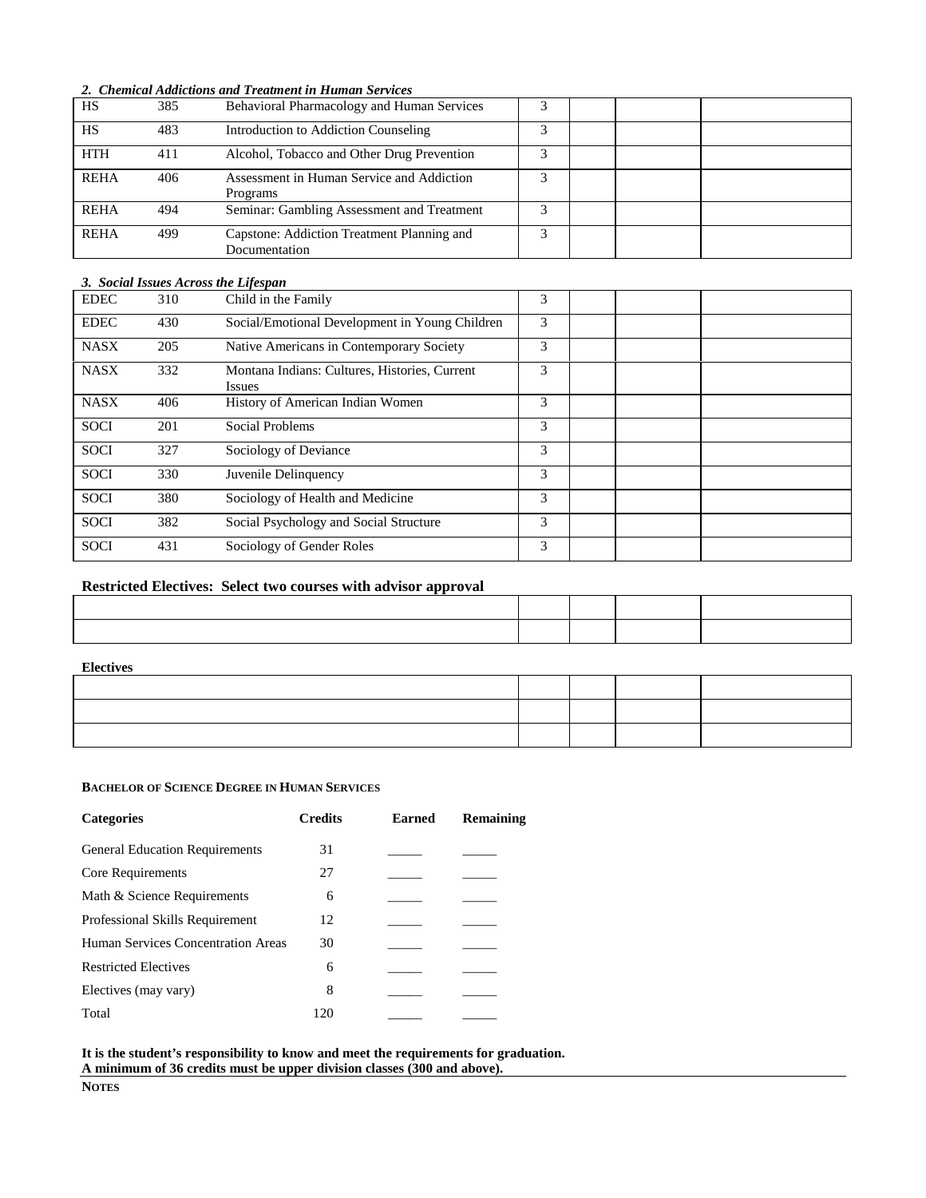*2. Chemical Addictions and Treatment in Human Services*

| | | | | | | |
|---|---|---|---|---|---|---|
| HS | 385 | Behavioral Pharmacology and Human Services | 3 | | | |
| HS | 483 | Introduction to Addiction Counseling | 3 | | | |
| HTH | 411 | Alcohol, Tobacco and Other Drug Prevention | 3 | | | |
| REHA | 406 | Assessment in Human Service and Addiction Programs | 3 | | | |
| REHA | 494 | Seminar: Gambling Assessment and Treatment | 3 | | | |
| REHA | 499 | Capstone: Addiction Treatment Planning and Documentation | 3 | | | |

*3. Social Issues Across the Lifespan*

| | | | | | | |
|---|---|---|---|---|---|---|
| EDEC | 310 | Child in the Family | 3 | | | |
| EDEC | 430 | Social/Emotional Development in Young Children | 3 | | | |
| NASX | 205 | Native Americans in Contemporary Society | 3 | | | |
| NASX | 332 | Montana Indians: Cultures, Histories, Current Issues | 3 | | | |
| NASX | 406 | History of American Indian Women | 3 | | | |
| SOCI | 201 | Social Problems | 3 | | | |
| SOCI | 327 | Sociology of Deviance | 3 | | | |
| SOCI | 330 | Juvenile Delinquency | 3 | | | |
| SOCI | 380 | Sociology of Health and Medicine | 3 | | | |
| SOCI | 382 | Social Psychology and Social Structure | 3 | | | |
| SOCI | 431 | Sociology of Gender Roles | 3 | | | |

**Restricted Electives: Select two courses with advisor approval**

| | | | | |
|---|---|---|---|---|
| | | | | |
| | | | | |

**Electives**

| | | | | |
|---|---|---|---|---|
| | | | | |
| | | | | |
| | | | | |

**BACHELOR OF SCIENCE DEGREE IN HUMAN SERVICES**

| Categories | Credits | Earned | Remaining |
|---|---|---|---|
| General Education Requirements | 31 | _____ | _____ |
| Core Requirements | 27 | _____ | _____ |
| Math & Science Requirements | 6 | _____ | _____ |
| Professional Skills Requirement | 12 | _____ | _____ |
| Human Services Concentration Areas | 30 | _____ | _____ |
| Restricted Electives | 6 | _____ | _____ |
| Electives (may vary) | 8 | _____ | _____ |
| Total | 120 | _____ | _____ |

**It is the student's responsibility to know and meet the requirements for graduation.**
**A minimum of 36 credits must be upper division classes (300 and above).**

**NOTES**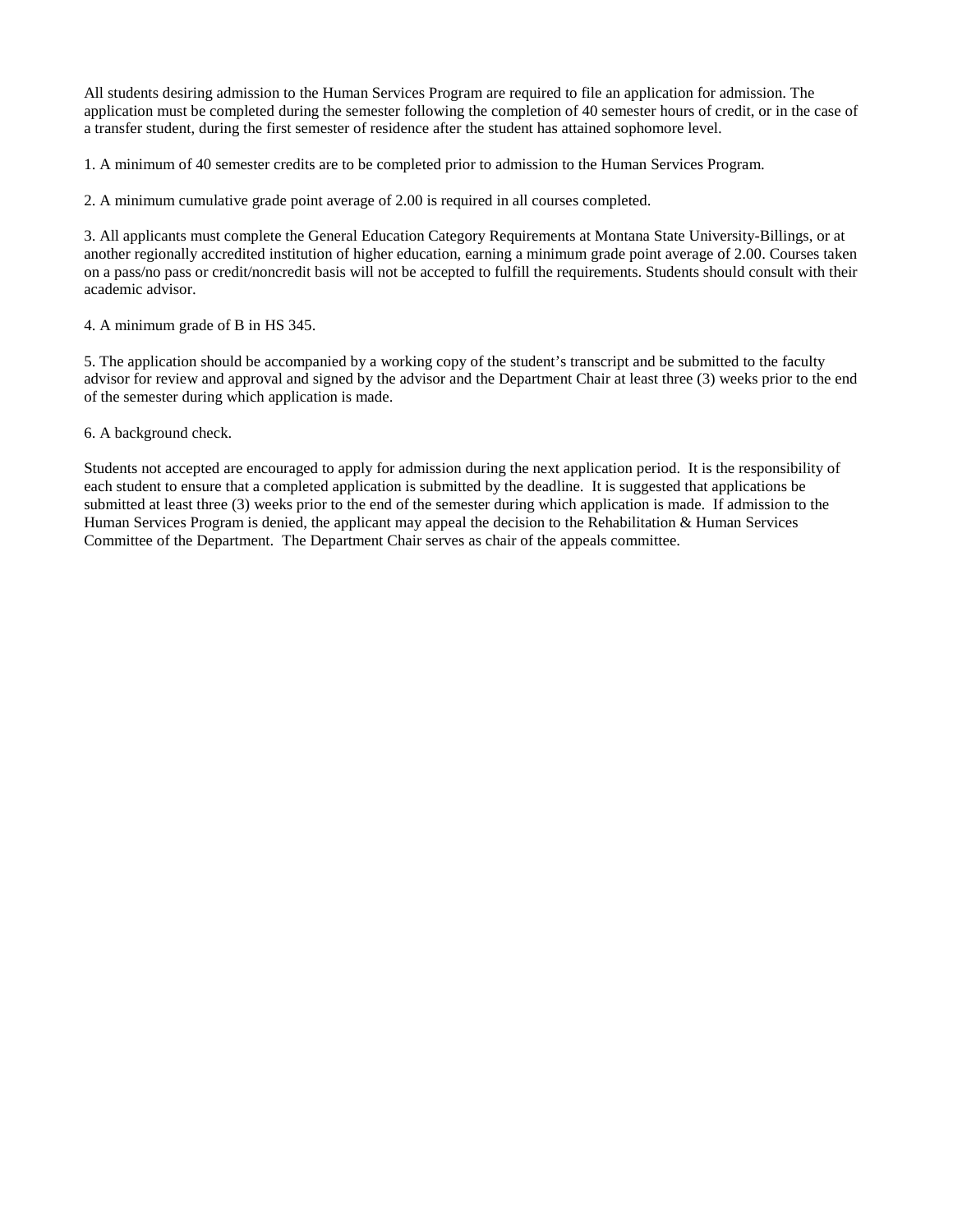All students desiring admission to the Human Services Program are required to file an application for admission. The application must be completed during the semester following the completion of 40 semester hours of credit, or in the case of a transfer student, during the first semester of residence after the student has attained sophomore level.

1. A minimum of 40 semester credits are to be completed prior to admission to the Human Services Program.

2. A minimum cumulative grade point average of 2.00 is required in all courses completed.

3. All applicants must complete the General Education Category Requirements at Montana State University-Billings, or at another regionally accredited institution of higher education, earning a minimum grade point average of 2.00. Courses taken on a pass/no pass or credit/noncredit basis will not be accepted to fulfill the requirements. Students should consult with their academic advisor.

4. A minimum grade of B in HS 345.

5. The application should be accompanied by a working copy of the student's transcript and be submitted to the faculty advisor for review and approval and signed by the advisor and the Department Chair at least three (3) weeks prior to the end of the semester during which application is made.

6. A background check.

Students not accepted are encouraged to apply for admission during the next application period. It is the responsibility of each student to ensure that a completed application is submitted by the deadline. It is suggested that applications be submitted at least three (3) weeks prior to the end of the semester during which application is made. If admission to the Human Services Program is denied, the applicant may appeal the decision to the Rehabilitation & Human Services Committee of the Department. The Department Chair serves as chair of the appeals committee.